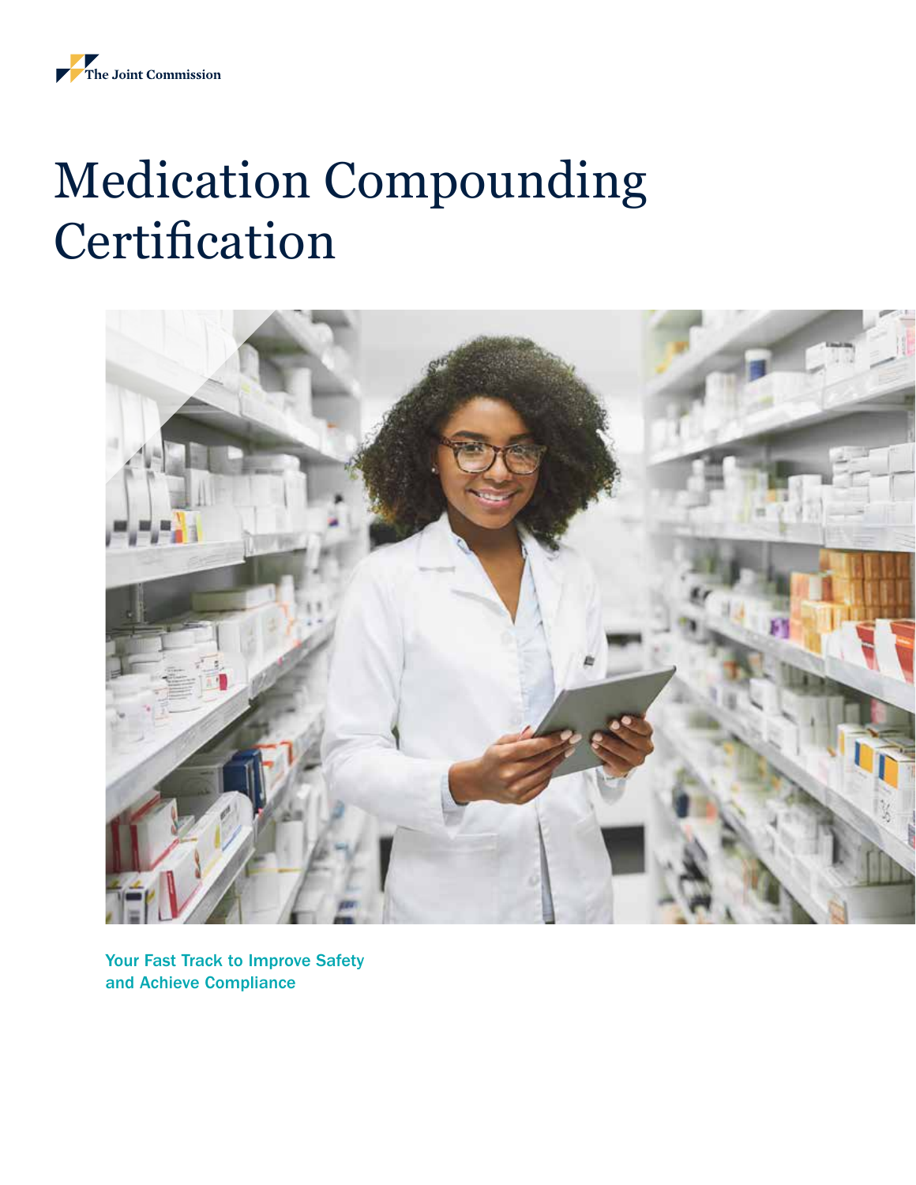The Joint Commission

# Medication Compounding Certification

Your Fast Track to Improve Safety and Achieve Compliance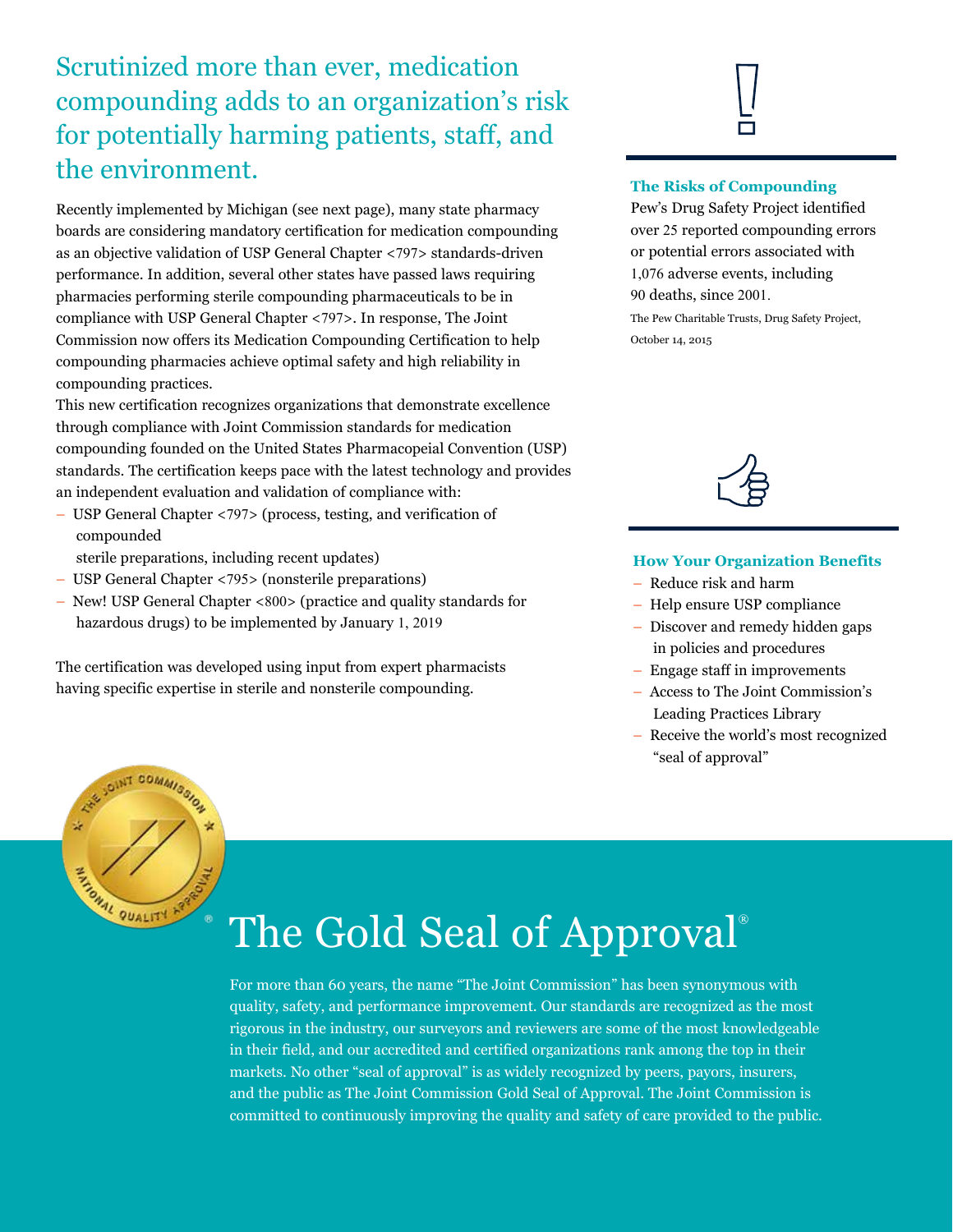# Scrutinized more than ever, medication compounding adds to an organization's risk for potentially harming patients, staff, and the environment.

Recently implemented by Michigan (see next page), many state pharmacy boards are considering mandatory certification for medication compounding as an objective validation of USP General Chapter <797> standards-driven performance. In addition, several other states have passed laws requiring pharmacies performing sterile compounding pharmaceuticals to be in compliance with USP General Chapter <797>. In response, The Joint Commission now offers its Medication Compounding Certification to help compounding pharmacies achieve optimal safety and high reliability in compounding practices.

This new certification recognizes organizations that demonstrate excellence through compliance with Joint Commission standards for medication compounding founded on the United States Pharmacopeial Convention (USP) standards. The certification keeps pace with the latest technology and provides an independent evaluation and validation of compliance with:

- USP General Chapter <797> (process, testing, and verification of compounded sterile preparations, including recent updates)
- USP General Chapter <795> (nonsterile preparations)
- New! USP General Chapter <800> (practice and quality standards for hazardous drugs) to be implemented by January 1, 2019

The certification was developed using input from expert pharmacists having specific expertise in sterile and nonsterile compounding.

### The Risks of Compounding

Pew's Drug Safety Project identified over 25 reported compounding errors or potential errors associated with 1,076 adverse events, including 90 deaths, since 2001.

The Pew Charitable Trusts, Drug Safety Project, October 14, 2015

### How Your Organization Benefits

- Reduce risk and harm
- Help ensure USP compliance
- Discover and remedy hidden gaps in policies and procedures
- Engage staff in improvements
- Access to The Joint Commission's Leading Practices Library
- Receive the world's most recognized "seal of approval"

## The Gold Seal of Approval®

For more than 60 years, the name "The Joint Commission" has been synonymous with quality, safety, and performance improvement. Our standards are recognized as the most rigorous in the industry, our surveyors and reviewers are some of the most knowledgeable in their field, and our accredited and certified organizations rank among the top in their markets. No other "seal of approval" is as widely recognized by peers, payors, insurers, and the public as The Joint Commission Gold Seal of Approval. The Joint Commission is committed to continuously improving the quality and safety of care provided to the public.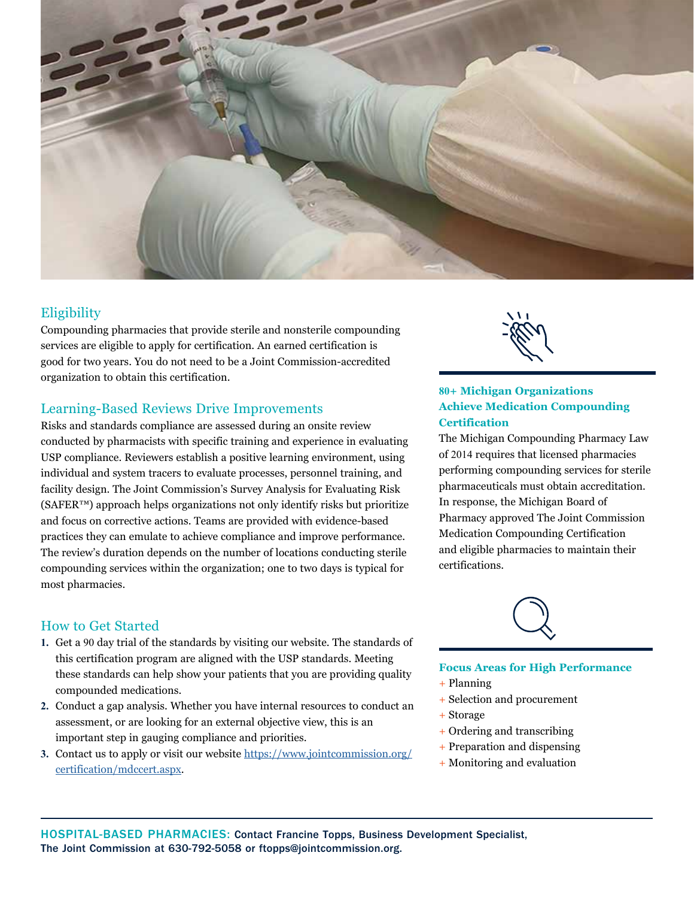## Eligibility

Compounding pharmacies that provide sterile and nonsterile compounding services are eligible to apply for certification. An earned certification is good for two years. You do not need to be a Joint Commission-accredited organization to obtain this certification.

## Learning-Based Reviews Drive Improvements

Risks and standards compliance are assessed during an onsite review conducted by pharmacists with specific training and experience in evaluating USP compliance. Reviewers establish a positive learning environment, using individual and system tracers to evaluate processes, personnel training, and facility design. The Joint Commission's Survey Analysis for Evaluating Risk (SAFER™) approach helps organizations not only identify risks but prioritize and focus on corrective actions. Teams are provided with evidence-based practices they can emulate to achieve compliance and improve performance. The review's duration depends on the number of locations conducting sterile compounding services within the organization; one to two days is typical for most pharmacies.

## How to Get Started

1. Get a 90 day trial of the standards by visiting our website. The standards of this certification program are aligned with the USP standards. Meeting these standards can help show your patients that you are providing quality compounded medications.
2. Conduct a gap analysis. Whether you have internal resources to conduct an assessment, or are looking for an external objective view, this is an important step in gauging compliance and priorities.
3. Contact us to apply or visit our website https://www.jointcommission.org/certification/mdccert.aspx.

### 80+ Michigan Organizations Achieve Medication Compounding Certification

The Michigan Compounding Pharmacy Law of 2014 requires that licensed pharmacies performing compounding services for sterile pharmaceuticals must obtain accreditation. In response, the Michigan Board of Pharmacy approved The Joint Commission Medication Compounding Certification and eligible pharmacies to maintain their certifications.

### Focus Areas for High Performance

- Planning
- Selection and procurement
- Storage
- Ordering and transcribing
- Preparation and dispensing
- Monitoring and evaluation

**HOSPITAL-BASED PHARMACIES:** Contact Francine Topps, Business Development Specialist, The Joint Commission at 630-792-5058 or ftopps@jointcommission.org.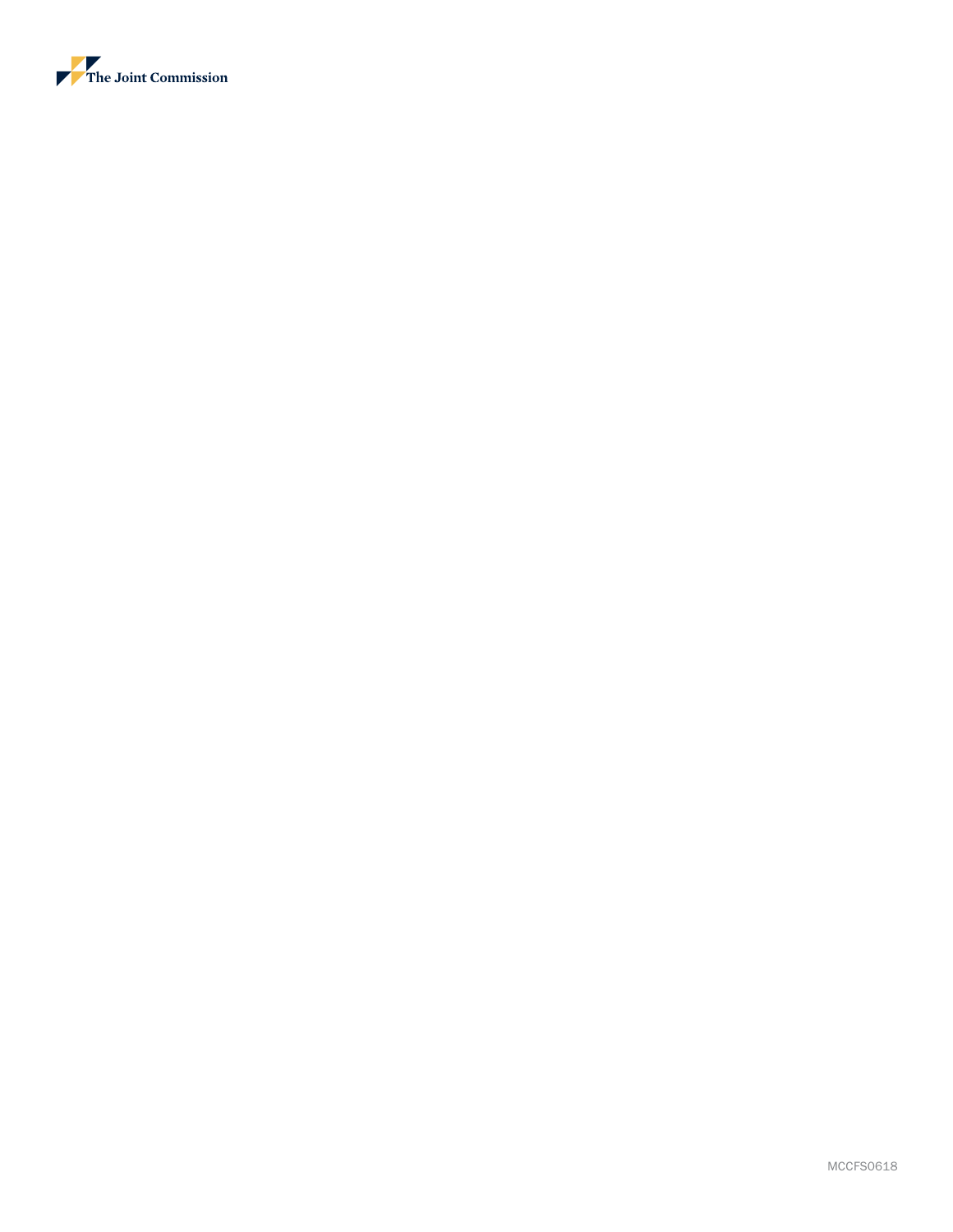The Joint Commission

MCCFS0618